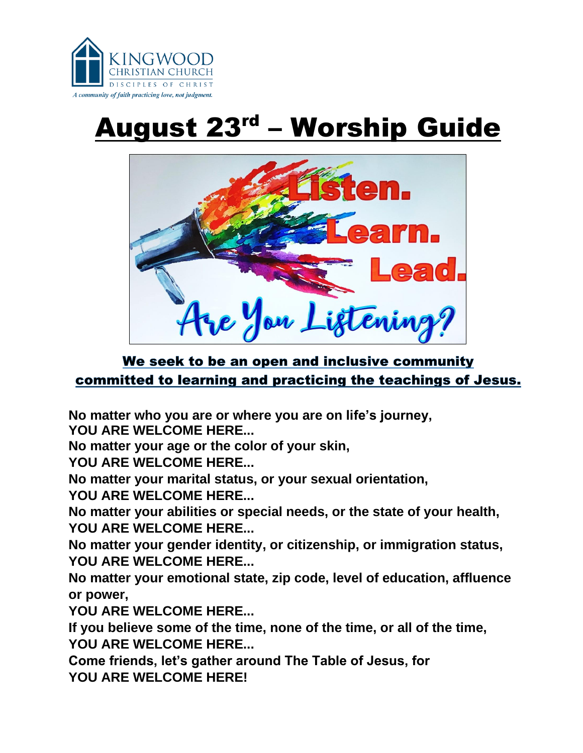KINGWOOD CHRISTIAN CHURCH
DISCIPLES OF CHRIST
*A community of faith practicing love, not judgment.*

# August 23rd – Worship Guide

Listen. Learn. Lead.
Are You Listening?

**We seek to be an open and inclusive community committed to learning and practicing the teachings of Jesus.**

**No matter who you are or where you are on life's journey,**
**YOU ARE WELCOME HERE...**
**No matter your age or the color of your skin,**
**YOU ARE WELCOME HERE...**
**No matter your marital status, or your sexual orientation,**
**YOU ARE WELCOME HERE...**
**No matter your abilities or special needs, or the state of your health,**
**YOU ARE WELCOME HERE...**
**No matter your gender identity, or citizenship, or immigration status,**
**YOU ARE WELCOME HERE...**
**No matter your emotional state, zip code, level of education, affluence or power,**
**YOU ARE WELCOME HERE...**
**If you believe some of the time, none of the time, or all of the time,**
**YOU ARE WELCOME HERE...**
**Come friends, let's gather around The Table of Jesus, for**
**YOU ARE WELCOME HERE!**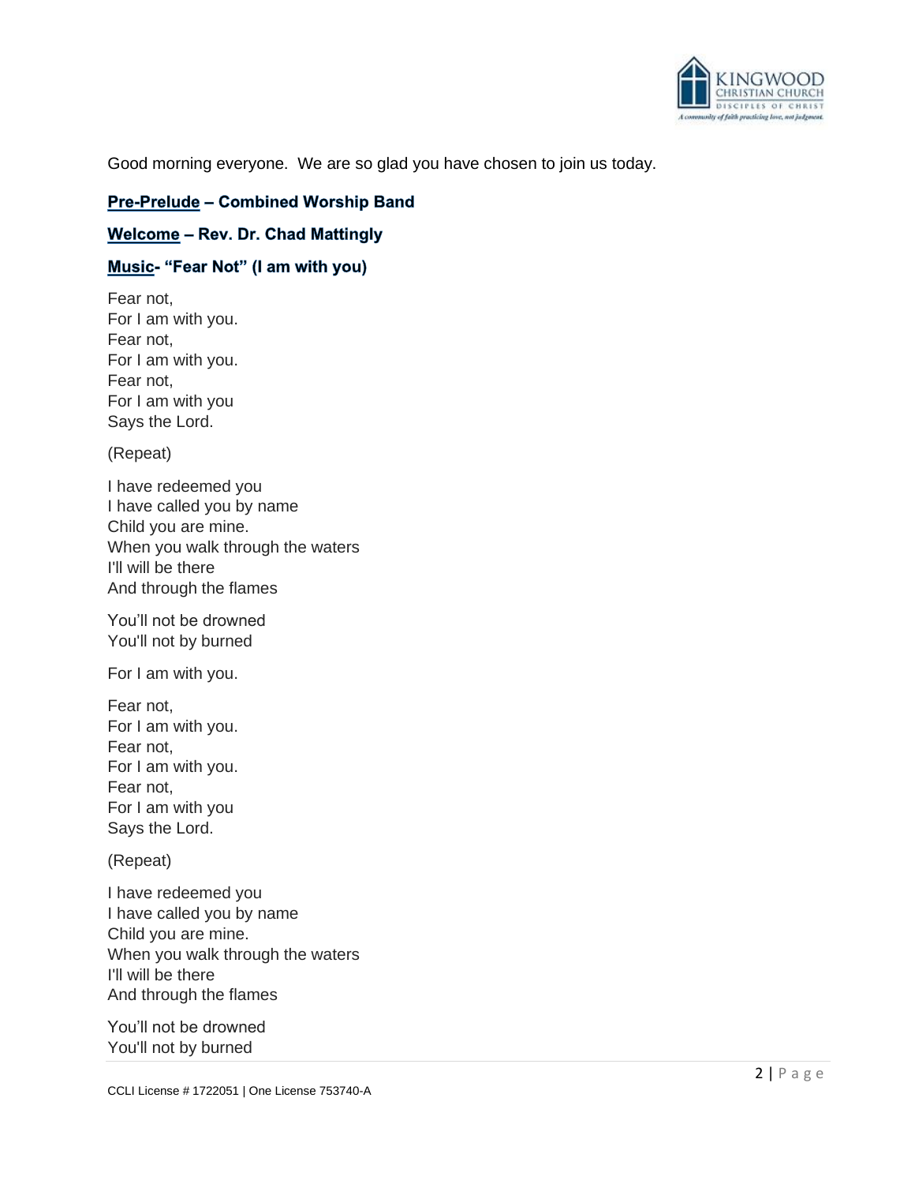Good morning everyone. We are so glad you have chosen to join us today.

**Pre-Prelude – Combined Worship Band**

**Welcome – Rev. Dr. Chad Mattingly**

**Music- “Fear Not” (I am with you)**

Fear not,  
For I am with you.  
Fear not,  
For I am with you.  
Fear not,  
For I am with you  
Says the Lord.

(Repeat)

I have redeemed you  
I have called you by name  
Child you are mine.  
When you walk through the waters  
I'll will be there  
And through the flames

You'll not be drowned  
You'll not by burned

For I am with you.

Fear not,  
For I am with you.  
Fear not,  
For I am with you.  
Fear not,  
For I am with you  
Says the Lord.

(Repeat)

I have redeemed you  
I have called you by name  
Child you are mine.  
When you walk through the waters  
I'll will be there  
And through the flames

You'll not be drowned  
You'll not by burned

CCLI License # 1722051 | One License 753740-A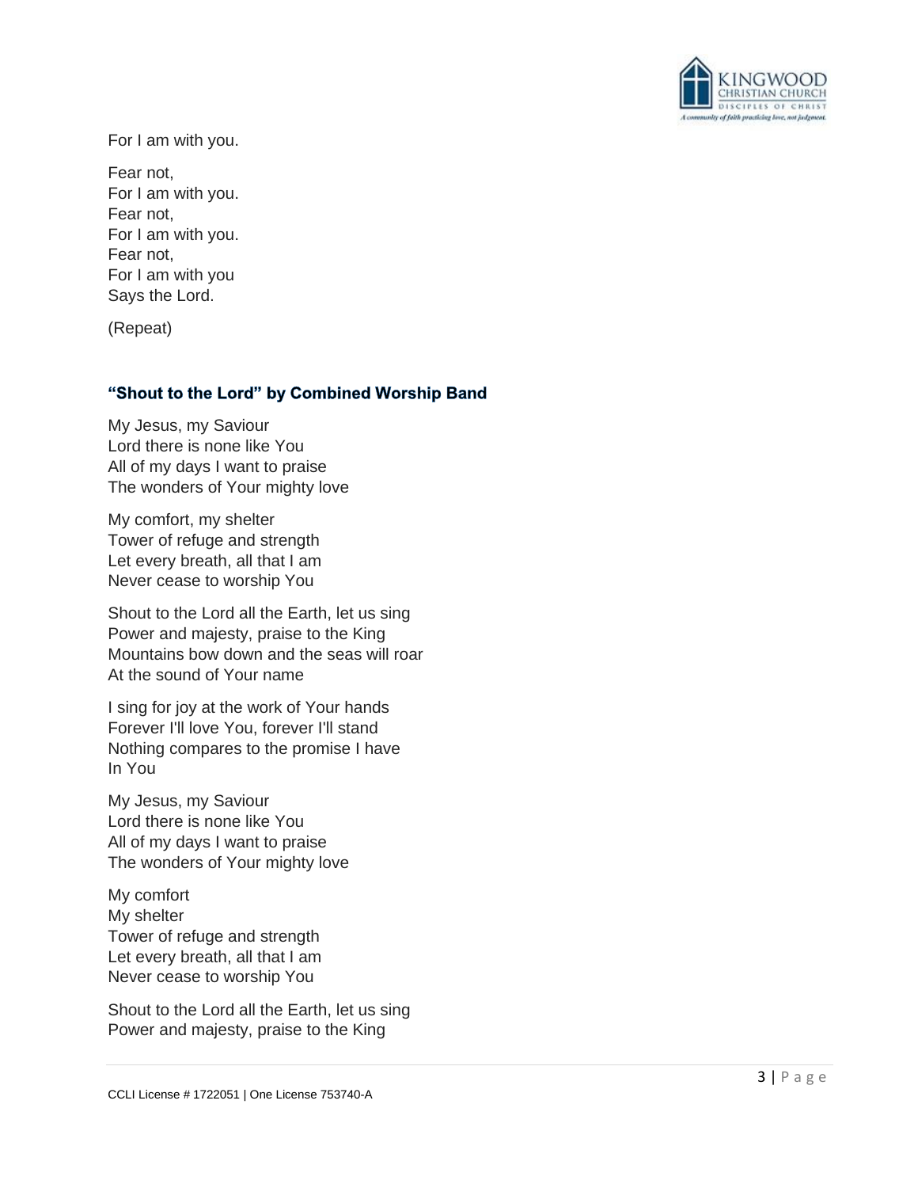For I am with you.

Fear not,
For I am with you.
Fear not,
For I am with you.
Fear not,
For I am with you
Says the Lord.

(Repeat)

### **"Shout to the Lord" by Combined Worship Band**

My Jesus, my Saviour
Lord there is none like You
All of my days I want to praise
The wonders of Your mighty love

My comfort, my shelter
Tower of refuge and strength
Let every breath, all that I am
Never cease to worship You

Shout to the Lord all the Earth, let us sing
Power and majesty, praise to the King
Mountains bow down and the seas will roar
At the sound of Your name

I sing for joy at the work of Your hands
Forever I'll love You, forever I'll stand
Nothing compares to the promise I have
In You

My Jesus, my Saviour
Lord there is none like You
All of my days I want to praise
The wonders of Your mighty love

My comfort
My shelter
Tower of refuge and strength
Let every breath, all that I am
Never cease to worship You

Shout to the Lord all the Earth, let us sing
Power and majesty, praise to the King

CCLI License # 1722051 | One License 753740-A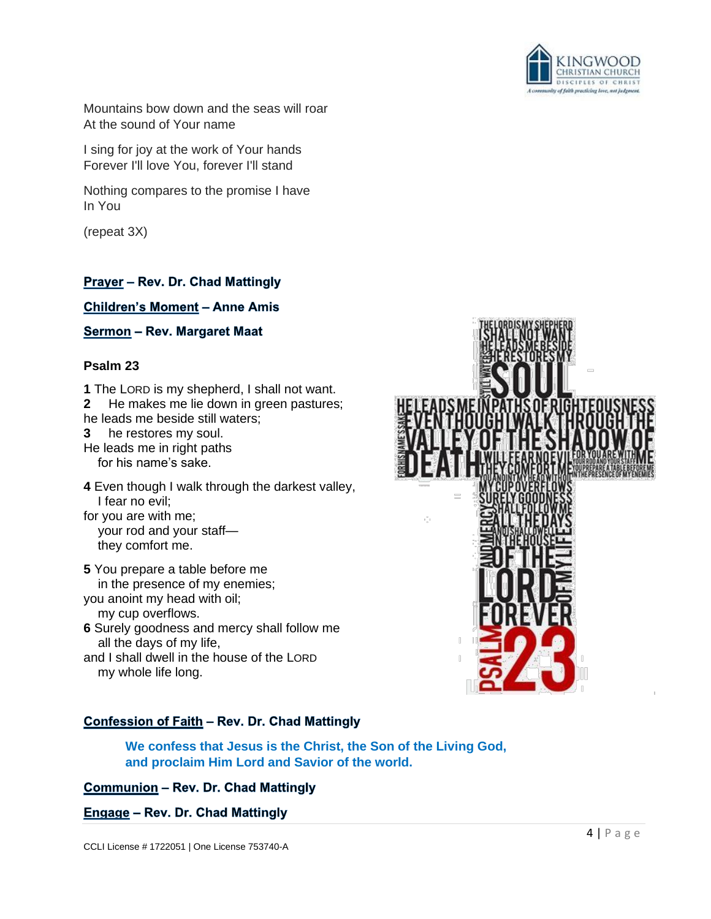Mountains bow down and the seas will roar
At the sound of Your name

I sing for joy at the work of Your hands
Forever I'll love You, forever I'll stand

Nothing compares to the promise I have
In You

(repeat 3X)

**Prayer – Rev. Dr. Chad Mattingly**

**Children's Moment – Anne Amis**

**Sermon – Rev. Margaret Maat**

**Psalm 23**

**1** The LORD is my shepherd, I shall not want.
**2** He makes me lie down in green pastures;
he leads me beside still waters;
**3** he restores my soul.
He leads me in right paths
for his name's sake.

**4** Even though I walk through the darkest valley,
I fear no evil;
for you are with me;
your rod and your staff—
they comfort me.

**5** You prepare a table before me
in the presence of my enemies;
you anoint my head with oil;
my cup overflows.
**6** Surely goodness and mercy shall follow me
all the days of my life,
and I shall dwell in the house of the LORD
my whole life long.

**Confession of Faith – Rev. Dr. Chad Mattingly**

**We confess that Jesus is the Christ, the Son of the Living God, and proclaim Him Lord and Savior of the world.**

**Communion – Rev. Dr. Chad Mattingly**

**Engage – Rev. Dr. Chad Mattingly**

CCLI License # 1722051 | One License 753740-A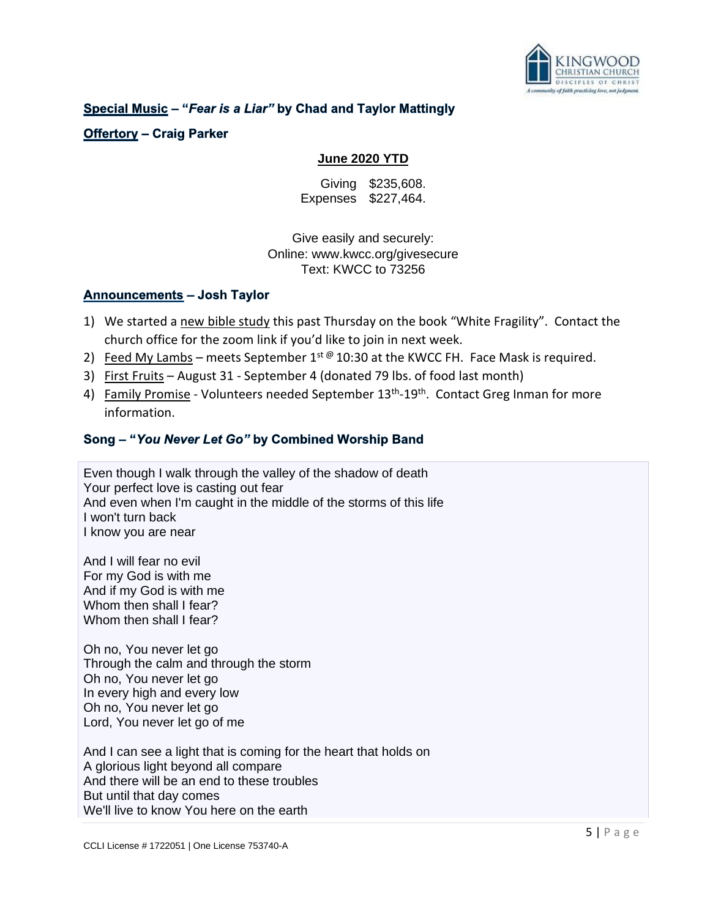**Special Music** – "***Fear is a Liar***" by Chad and Taylor Mattingly

**Offertory** – Craig Parker

**June 2020 YTD**

| | |
|---|---|
| Giving | $235,608. |
| Expenses | $227,464. |

Give easily and securely:
Online: www.kwcc.org/givesecure
Text: KWCC to 73256

**Announcements** – Josh Taylor

1) We started a new bible study this past Thursday on the book "White Fragility". Contact the church office for the zoom link if you'd like to join in next week.
2) Feed My Lambs – meets September 1st @ 10:30 at the KWCC FH. Face Mask is required.
3) First Fruits – August 31 - September 4 (donated 79 lbs. of food last month)
4) Family Promise - Volunteers needed September 13th-19th. Contact Greg Inman for more information.

**Song – "*You Never Let Go*" by Combined Worship Band**

Even though I walk through the valley of the shadow of death
Your perfect love is casting out fear
And even when I'm caught in the middle of the storms of this life
I won't turn back
I know you are near

And I will fear no evil
For my God is with me
And if my God is with me
Whom then shall I fear?
Whom then shall I fear?

Oh no, You never let go
Through the calm and through the storm
Oh no, You never let go
In every high and every low
Oh no, You never let go
Lord, You never let go of me

And I can see a light that is coming for the heart that holds on
A glorious light beyond all compare
And there will be an end to these troubles
But until that day comes
We'll live to know You here on the earth

CCLI License # 1722051 | One License 753740-A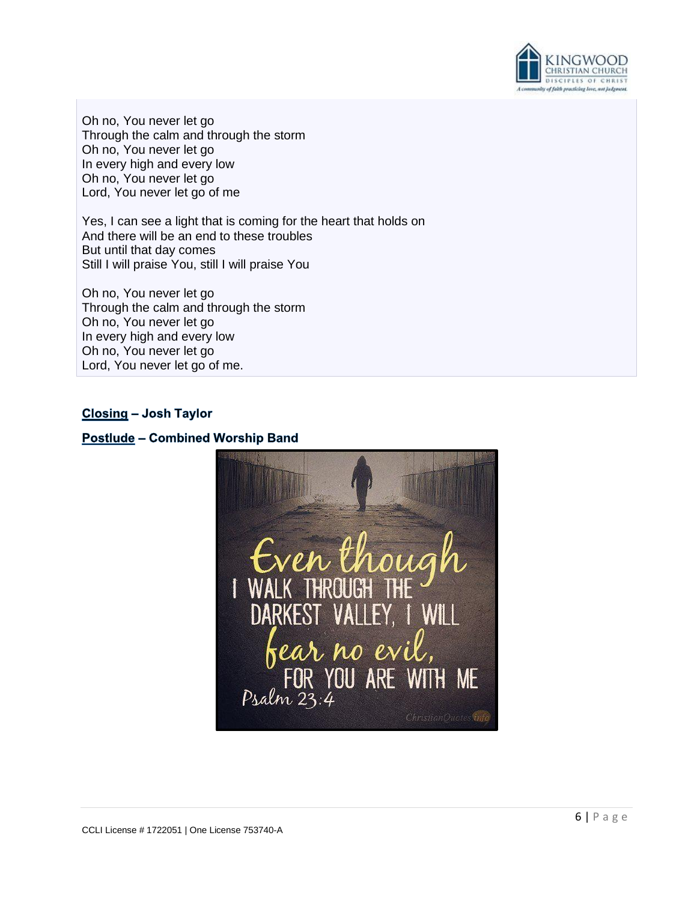Oh no, You never let go
Through the calm and through the storm
Oh no, You never let go
In every high and every low
Oh no, You never let go
Lord, You never let go of me

Yes, I can see a light that is coming for the heart that holds on
And there will be an end to these troubles
But until that day comes
Still I will praise You, still I will praise You

Oh no, You never let go
Through the calm and through the storm
Oh no, You never let go
In every high and every low
Oh no, You never let go
Lord, You never let go of me.

**Closing – Josh Taylor**

**Postlude – Combined Worship Band**

Even though I WALK THROUGH THE DARKEST VALLEY, I WILL fear no evil, FOR YOU ARE WITH ME
Psalm 23:4

CCLI License # 1722051 | One License 753740-A